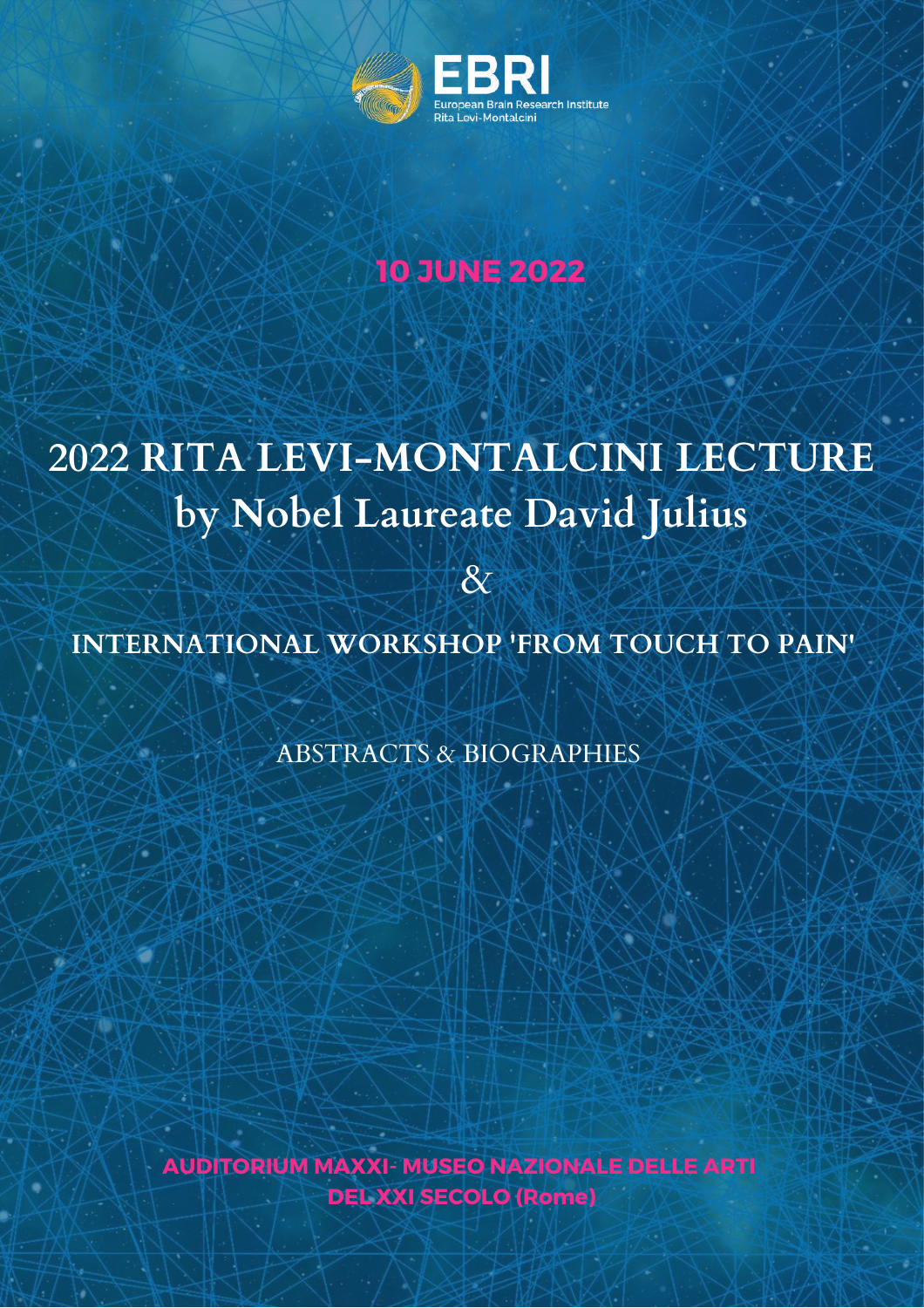EBRI
European Brain Research Institute
Rita Levi-Montalcini

**10 JUNE 2022**

# 2022 RITA LEVI-MONTALCINI LECTURE by Nobel Laureate David Julius

&

## INTERNATIONAL WORKSHOP 'FROM TOUCH TO PAIN'

ABSTRACTS & BIOGRAPHIES

**AUDITORIUM MAXXI- MUSEO NAZIONALE DELLE ARTI DEL XXI SECOLO (Rome)**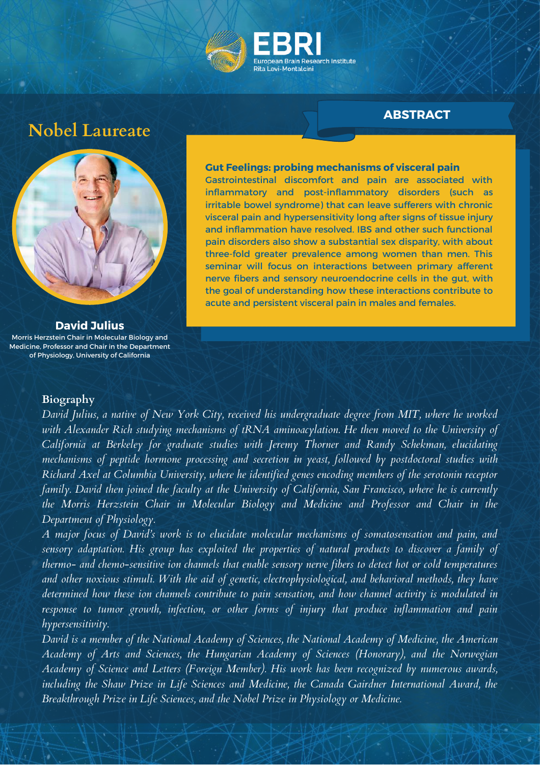EBRI
European Brain Research Institute
Rita Levi-Montalcini

# Nobel Laureate

**David Julius**

Morris Herzstein Chair in Molecular Biology and Medicine, Professor and Chair in the Department of Physiology, University of California

## ABSTRACT

**Gut Feelings: probing mechanisms of visceral pain**

Gastrointestinal discomfort and pain are associated with inflammatory and post-inflammatory disorders (such as irritable bowel syndrome) that can leave sufferers with chronic visceral pain and hypersensitivity long after signs of tissue injury and inflammation have resolved. IBS and other such functional pain disorders also show a substantial sex disparity, with about three-fold greater prevalence among women than men. This seminar will focus on interactions between primary afferent nerve fibers and sensory neuroendocrine cells in the gut, with the goal of understanding how these interactions contribute to acute and persistent visceral pain in males and females.

## Biography

*David Julius, a native of New York City, received his undergraduate degree from MIT, where he worked with Alexander Rich studying mechanisms of tRNA aminoacylation. He then moved to the University of California at Berkeley for graduate studies with Jeremy Thorner and Randy Schekman, elucidating mechanisms of peptide hormone processing and secretion in yeast, followed by postdoctoral studies with Richard Axel at Columbia University, where he identified genes encoding members of the serotonin receptor family. David then joined the faculty at the University of California, San Francisco, where he is currently the Morris Herzstein Chair in Molecular Biology and Medicine and Professor and Chair in the Department of Physiology.*

*A major focus of David's work is to elucidate molecular mechanisms of somatosensation and pain, and sensory adaptation. His group has exploited the properties of natural products to discover a family of thermo- and chemo-sensitive ion channels that enable sensory nerve fibers to detect hot or cold temperatures and other noxious stimuli. With the aid of genetic, electrophysiological, and behavioral methods, they have determined how these ion channels contribute to pain sensation, and how channel activity is modulated in response to tumor growth, infection, or other forms of injury that produce inflammation and pain hypersensitivity.*

*David is a member of the National Academy of Sciences, the National Academy of Medicine, the American Academy of Arts and Sciences, the Hungarian Academy of Sciences (Honorary), and the Norwegian Academy of Science and Letters (Foreign Member). His work has been recognized by numerous awards, including the Shaw Prize in Life Sciences and Medicine, the Canada Gairdner International Award, the Breakthrough Prize in Life Sciences, and the Nobel Prize in Physiology or Medicine.*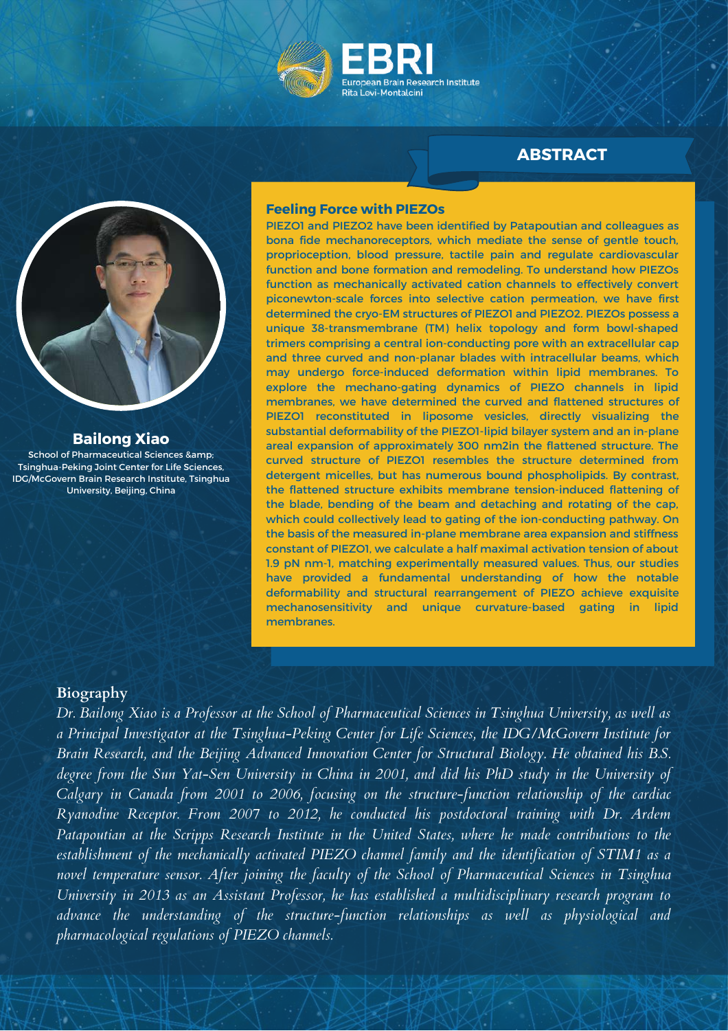EBRI
European Brain Research Institute
Rita Levi-Montalcini

## ABSTRACT

**Bailong Xiao**

School of Pharmaceutical Sciences &amp; Tsinghua-Peking Joint Center for Life Sciences, IDG/McGovern Brain Research Institute, Tsinghua University, Beijing, China

### Feeling Force with PIEZOs

PIEZO1 and PIEZO2 have been identified by Patapoutian and colleagues as bona fide mechanoreceptors, which mediate the sense of gentle touch, proprioception, blood pressure, tactile pain and regulate cardiovascular function and bone formation and remodeling. To understand how PIEZOs function as mechanically activated cation channels to effectively convert piconewton-scale forces into selective cation permeation, we have first determined the cryo-EM structures of PIEZO1 and PIEZO2. PIEZOs possess a unique 38-transmembrane (TM) helix topology and form bowl-shaped trimers comprising a central ion-conducting pore with an extracellular cap and three curved and non-planar blades with intracellular beams, which may undergo force-induced deformation within lipid membranes. To explore the mechano-gating dynamics of PIEZO channels in lipid membranes, we have determined the curved and flattened structures of PIEZO1 reconstituted in liposome vesicles, directly visualizing the substantial deformability of the PIEZO1-lipid bilayer system and an in-plane areal expansion of approximately 300 nm2in the flattened structure. The curved structure of PIEZO1 resembles the structure determined from detergent micelles, but has numerous bound phospholipids. By contrast, the flattened structure exhibits membrane tension-induced flattening of the blade, bending of the beam and detaching and rotating of the cap, which could collectively lead to gating of the ion-conducting pathway. On the basis of the measured in-plane membrane area expansion and stiffness constant of PIEZO1, we calculate a half maximal activation tension of about 1.9 pN nm-1, matching experimentally measured values. Thus, our studies have provided a fundamental understanding of how the notable deformability and structural rearrangement of PIEZO achieve exquisite mechanosensitivity and unique curvature-based gating in lipid membranes.

### Biography

*Dr. Bailong Xiao is a Professor at the School of Pharmaceutical Sciences in Tsinghua University, as well as a Principal Investigator at the Tsinghua-Peking Center for Life Sciences, the IDG/McGovern Institute for Brain Research, and the Beijing Advanced Innovation Center for Structural Biology. He obtained his B.S. degree from the Sun Yat-Sen University in China in 2001, and did his PhD study in the University of Calgary in Canada from 2001 to 2006, focusing on the structure-function relationship of the cardiac Ryanodine Receptor. From 2007 to 2012, he conducted his postdoctoral training with Dr. Ardem Patapoutian at the Scripps Research Institute in the United States, where he made contributions to the establishment of the mechanically activated PIEZO channel family and the identification of STIM1 as a novel temperature sensor. After joining the faculty of the School of Pharmaceutical Sciences in Tsinghua University in 2013 as an Assistant Professor, he has established a multidisciplinary research program to advance the understanding of the structure-function relationships as well as physiological and pharmacological regulations of PIEZO channels.*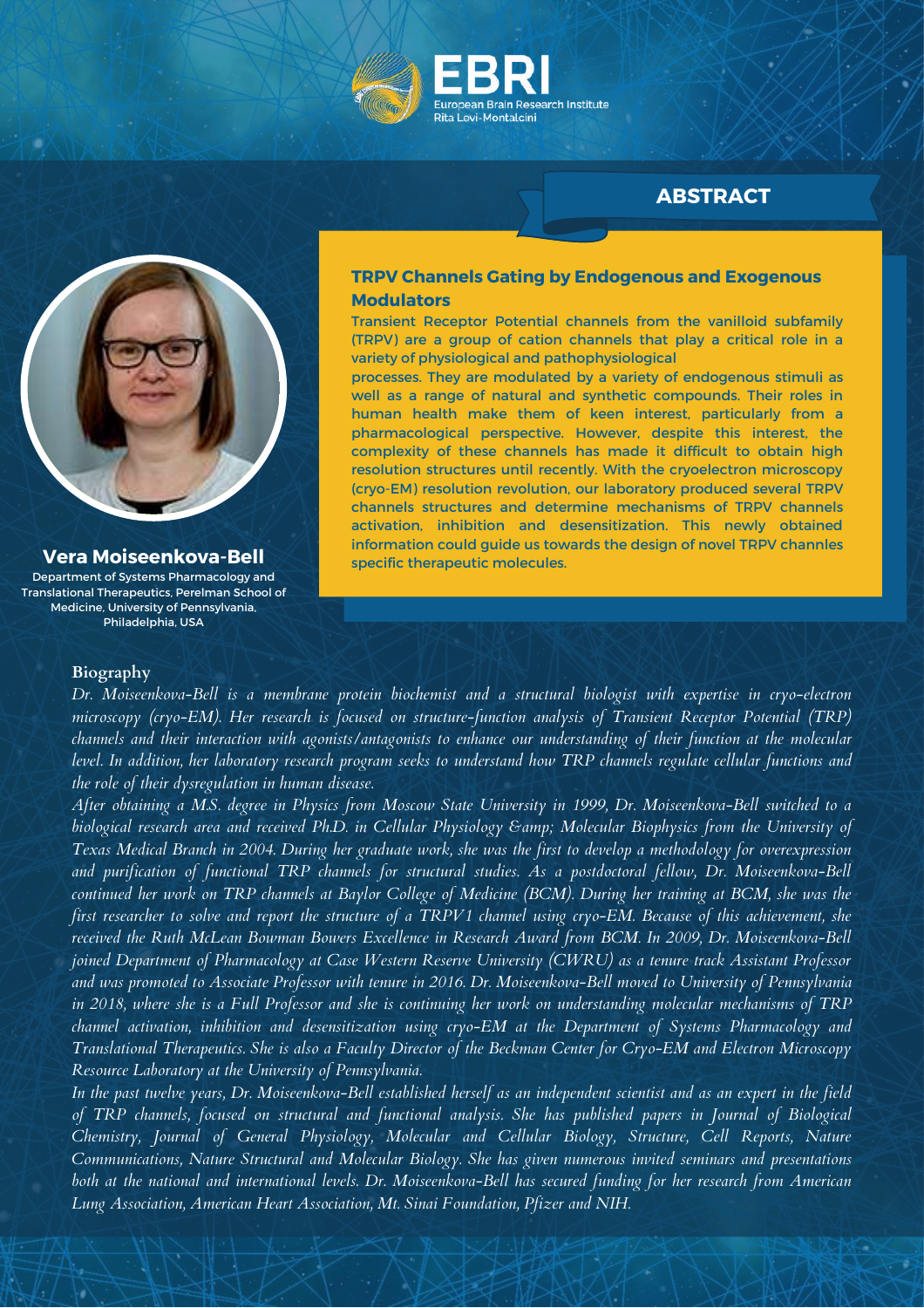EBRI
European Brain Research Institute
Rita Levi-Montalcini

## ABSTRACT

### TRPV Channels Gating by Endogenous and Exogenous Modulators

Transient Receptor Potential channels from the vanilloid subfamily (TRPV) are a group of cation channels that play a critical role in a variety of physiological and pathophysiological processes. They are modulated by a variety of endogenous stimuli as well as a range of natural and synthetic compounds. Their roles in human health make them of keen interest, particularly from a pharmacological perspective. However, despite this interest, the complexity of these channels has made it difficult to obtain high resolution structures until recently. With the cryoelectron microscopy (cryo-EM) resolution revolution, our laboratory produced several TRPV channels structures and determine mechanisms of TRPV channels activation, inhibition and desensitization. This newly obtained information could guide us towards the design of novel TRPV channles specific therapeutic molecules.

**Vera Moiseenkova-Bell**

Department of Systems Pharmacology and Translational Therapeutics, Perelman School of Medicine, University of Pennsylvania, Philadelphia, USA

### Biography

*Dr. Moiseenkova-Bell is a membrane protein biochemist and a structural biologist with expertise in cryo-electron microscopy (cryo-EM). Her research is focused on structure-function analysis of Transient Receptor Potential (TRP) channels and their interaction with agonists/antagonists to enhance our understanding of their function at the molecular level. In addition, her laboratory research program seeks to understand how TRP channels regulate cellular functions and the role of their dysregulation in human disease.*

*After obtaining a M.S. degree in Physics from Moscow State University in 1999, Dr. Moiseenkova-Bell switched to a biological research area and received Ph.D. in Cellular Physiology &amp; Molecular Biophysics from the University of Texas Medical Branch in 2004. During her graduate work, she was the first to develop a methodology for overexpression and purification of functional TRP channels for structural studies. As a postdoctoral fellow, Dr. Moiseenkova-Bell continued her work on TRP channels at Baylor College of Medicine (BCM). During her training at BCM, she was the first researcher to solve and report the structure of a TRPV1 channel using cryo-EM. Because of this achievement, she received the Ruth McLean Bowman Bowers Excellence in Research Award from BCM. In 2009, Dr. Moiseenkova-Bell joined Department of Pharmacology at Case Western Reserve University (CWRU) as a tenure track Assistant Professor and was promoted to Associate Professor with tenure in 2016. Dr. Moiseenkova-Bell moved to University of Pennsylvania in 2018, where she is a Full Professor and she is continuing her work on understanding molecular mechanisms of TRP channel activation, inhibition and desensitization using cryo-EM at the Department of Systems Pharmacology and Translational Therapeutics. She is also a Faculty Director of the Beckman Center for Cryo-EM and Electron Microscopy Resource Laboratory at the University of Pennsylvania.*

*In the past twelve years, Dr. Moiseenkova-Bell established herself as an independent scientist and as an expert in the field of TRP channels, focused on structural and functional analysis. She has published papers in Journal of Biological Chemistry, Journal of General Physiology, Molecular and Cellular Biology, Structure, Cell Reports, Nature Communications, Nature Structural and Molecular Biology. She has given numerous invited seminars and presentations both at the national and international levels. Dr. Moiseenkova-Bell has secured funding for her research from American Lung Association, American Heart Association, Mt. Sinai Foundation, Pfizer and NIH.*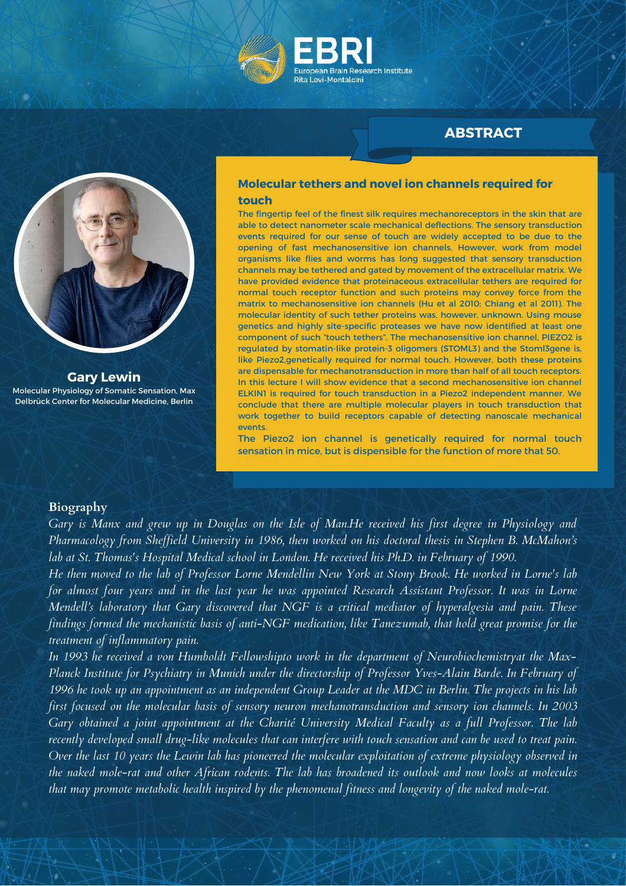EBRI
European Brain Research Institute
Rita Levi-Montalcini

## ABSTRACT

### Molecular tethers and novel ion channels required for touch

The fingertip feel of the finest silk requires mechanoreceptors in the skin that are able to detect nanometer scale mechanical deflections. The sensory transduction events required for our sense of touch are widely accepted to be due to the opening of fast mechanosensitive ion channels. However, work from model organisms like flies and worms has long suggested that sensory transduction channels may be tethered and gated by movement of the extracellular matrix. We have provided evidence that proteinaceous extracellular tethers are required for normal touch receptor function and such proteins may convey force from the matrix to mechanosensitive ion channels (Hu et al 2010; Chiang et al 2011). The molecular identity of such tether proteins was, however, unknown. Using mouse genetics and highly site-specific proteases we have now identified at least one component of such "touch tethers". The mechanosensitive ion channel, PIEZO2 is regulated by stomatin-like protein-3 oligomers (STOML3) and the Stoml3gene is, like Piezo2,genetically required for normal touch. However, both these proteins are dispensable for mechanotransduction in more than half of all touch receptors. In this lecture I will show evidence that a second mechanosensitive ion channel ELKIN1 is required for touch transduction in a Piezo2 independent manner. We conclude that there are multiple molecular players in touch transduction that work together to build receptors capable of detecting nanoscale mechanical events.

The Piezo2 ion channel is genetically required for normal touch sensation in mice, but is dispensible for the function of more that 50.

**Gary Lewin**
Molecular Physiology of Somatic Sensation, Max Delbrück Center for Molecular Medicine, Berlin

## Biography

*Gary is Manx and grew up in Douglas on the Isle of Man.He received his first degree in Physiology and Pharmacology from Sheffield University in 1986, then worked on his doctoral thesis in Stephen B. McMahon's lab at St. Thomas's Hospital Medical school in London. He received his Ph.D. in February of 1990.*

*He then moved to the lab of Professor Lorne Mendellin New York at Stony Brook. He worked in Lorne's lab for almost four years and in the last year he was appointed Research Assistant Professor. It was in Lorne Mendell's laboratory that Gary discovered that NGF is a critical mediator of hyperalgesia and pain. These findings formed the mechanistic basis of anti-NGF medication, like Tanezumab, that hold great promise for the treatment of inflammatory pain.*

*In 1993 he received a von Humboldt Fellowshipto work in the department of Neurobiochemistryat the Max-Planck Institute for Psychiatry in Munich under the directorship of Professor Yves-Alain Barde. In February of 1996 he took up an appointment as an independent Group Leader at the MDC in Berlin. The projects in his lab first focused on the molecular basis of sensory neuron mechanotransduction and sensory ion channels. In 2003 Gary obtained a joint appointment at the Charité University Medical Faculty as a full Professor. The lab recently developed small drug-like molecules that can interfere with touch sensation and can be used to treat pain. Over the last 10 years the Lewin lab has pioneered the molecular exploitation of extreme physiology observed in the naked mole-rat and other African rodents. The lab has broadened its outlook and now looks at molecules that may promote metabolic health inspired by the phenomenal fitness and longevity of the naked mole-rat.*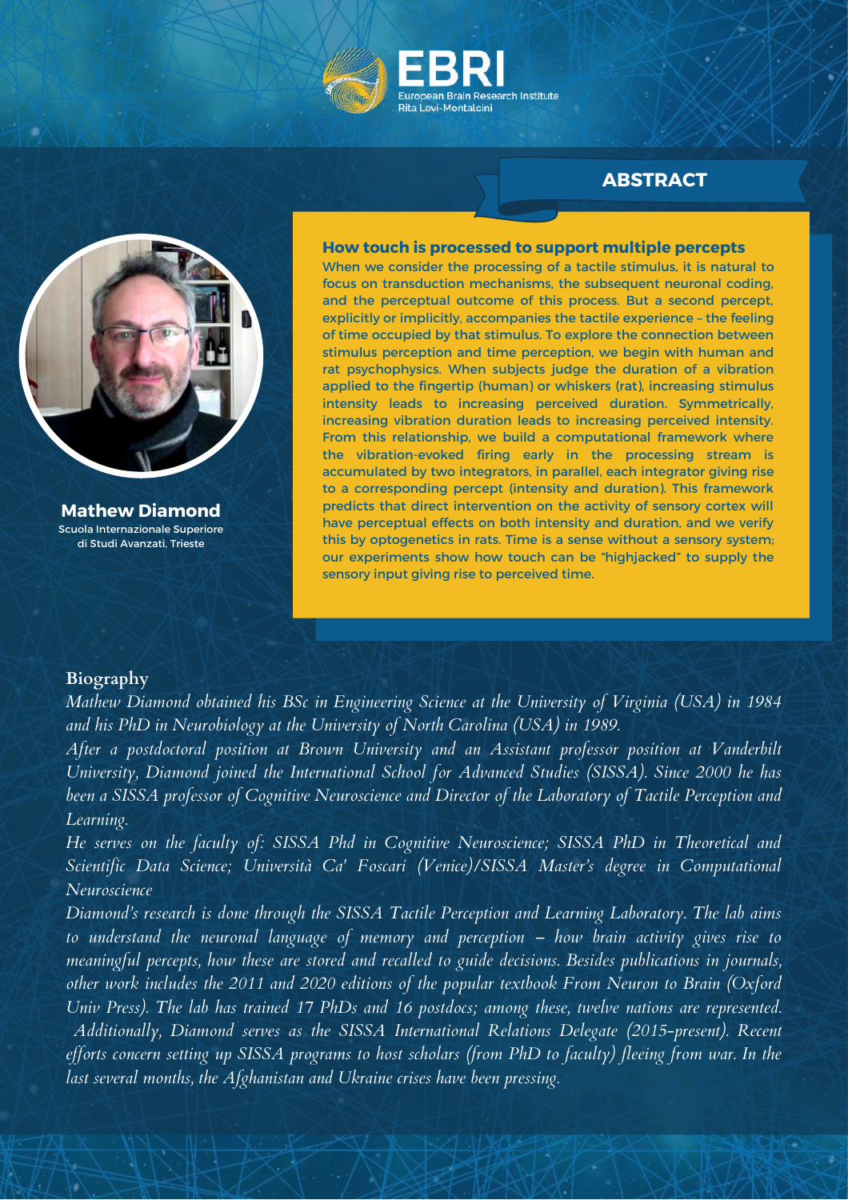EBRI
European Brain Research Institute
Rita Levi-Montalcini

## ABSTRACT

**Mathew Diamond**
Scuola Internazionale Superiore di Studi Avanzati, Trieste

### How touch is processed to support multiple percepts

When we consider the processing of a tactile stimulus, it is natural to focus on transduction mechanisms, the subsequent neuronal coding, and the perceptual outcome of this process. But a second percept, explicitly or implicitly, accompanies the tactile experience – the feeling of time occupied by that stimulus. To explore the connection between stimulus perception and time perception, we begin with human and rat psychophysics. When subjects judge the duration of a vibration applied to the fingertip (human) or whiskers (rat), increasing stimulus intensity leads to increasing perceived duration. Symmetrically, increasing vibration duration leads to increasing perceived intensity. From this relationship, we build a computational framework where the vibration-evoked firing early in the processing stream is accumulated by two integrators, in parallel, each integrator giving rise to a corresponding percept (intensity and duration). This framework predicts that direct intervention on the activity of sensory cortex will have perceptual effects on both intensity and duration, and we verify this by optogenetics in rats. Time is a sense without a sensory system; our experiments show how touch can be "highjacked" to supply the sensory input giving rise to perceived time.

## Biography

*Mathew Diamond obtained his BSc in Engineering Science at the University of Virginia (USA) in 1984 and his PhD in Neurobiology at the University of North Carolina (USA) in 1989.*

*After a postdoctoral position at Brown University and an Assistant professor position at Vanderbilt University, Diamond joined the International School for Advanced Studies (SISSA). Since 2000 he has been a SISSA professor of Cognitive Neuroscience and Director of the Laboratory of Tactile Perception and Learning.*

*He serves on the faculty of: SISSA Phd in Cognitive Neuroscience; SISSA PhD in Theoretical and Scientific Data Science; Università Ca' Foscari (Venice)/SISSA Master's degree in Computational Neuroscience*

*Diamond's research is done through the SISSA Tactile Perception and Learning Laboratory. The lab aims to understand the neuronal language of memory and perception – how brain activity gives rise to meaningful percepts, how these are stored and recalled to guide decisions. Besides publications in journals, other work includes the 2011 and 2020 editions of the popular textbook From Neuron to Brain (Oxford Univ Press). The lab has trained 17 PhDs and 16 postdocs; among these, twelve nations are represented. Additionally, Diamond serves as the SISSA International Relations Delegate (2015-present). Recent efforts concern setting up SISSA programs to host scholars (from PhD to faculty) fleeing from war. In the last several months, the Afghanistan and Ukraine crises have been pressing.*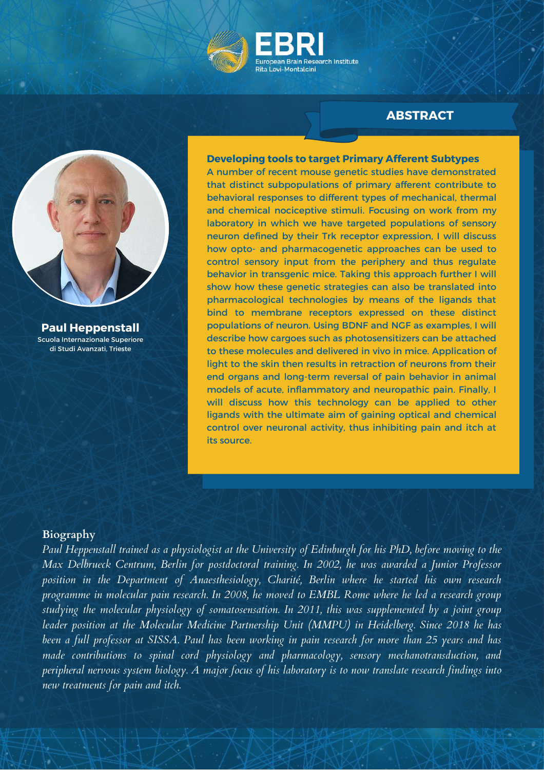EBRI
European Brain Research Institute
Rita Levi-Montalcini

## ABSTRACT

**Paul Heppenstall**
Scuola Internazionale Superiore di Studi Avanzati, Trieste

### Developing tools to target Primary Afferent Subtypes

A number of recent mouse genetic studies have demonstrated that distinct subpopulations of primary afferent contribute to behavioral responses to different types of mechanical, thermal and chemical nociceptive stimuli. Focusing on work from my laboratory in which we have targeted populations of sensory neuron defined by their Trk receptor expression, I will discuss how opto- and pharmacogenetic approaches can be used to control sensory input from the periphery and thus regulate behavior in transgenic mice. Taking this approach further I will show how these genetic strategies can also be translated into pharmacological technologies by means of the ligands that bind to membrane receptors expressed on these distinct populations of neuron. Using BDNF and NGF as examples, I will describe how cargoes such as photosensitizers can be attached to these molecules and delivered in vivo in mice. Application of light to the skin then results in retraction of neurons from their end organs and long-term reversal of pain behavior in animal models of acute, inflammatory and neuropathic pain. Finally, I will discuss how this technology can be applied to other ligands with the ultimate aim of gaining optical and chemical control over neuronal activity, thus inhibiting pain and itch at its source.

### Biography

*Paul Heppenstall trained as a physiologist at the University of Edinburgh for his PhD, before moving to the Max Delbrueck Centrum, Berlin for postdoctoral training. In 2002, he was awarded a Junior Professor position in the Department of Anaesthesiology, Charité, Berlin where he started his own research programme in molecular pain research. In 2008, he moved to EMBL Rome where he led a research group studying the molecular physiology of somatosensation. In 2011, this was supplemented by a joint group leader position at the Molecular Medicine Partnership Unit (MMPU) in Heidelberg. Since 2018 he has been a full professor at SISSA. Paul has been working in pain research for more than 25 years and has made contributions to spinal cord physiology and pharmacology, sensory mechanotransduction, and peripheral nervous system biology. A major focus of his laboratory is to now translate research findings into new treatments for pain and itch.*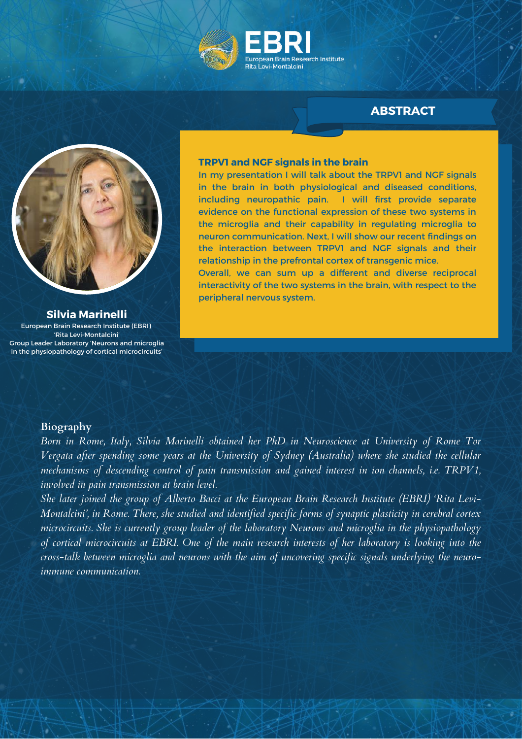EBRI
European Brain Research Institute
Rita Levi-Montalcini

## ABSTRACT

### TRPV1 and NGF signals in the brain

In my presentation I will talk about the TRPV1 and NGF signals in the brain in both physiological and diseased conditions, including neuropathic pain. I will first provide separate evidence on the functional expression of these two systems in the microglia and their capability in regulating microglia to neuron communication. Next, I will show our recent findings on the interaction between TRPV1 and NGF signals and their relationship in the prefrontal cortex of transgenic mice.

Overall, we can sum up a different and diverse reciprocal interactivity of the two systems in the brain, with respect to the peripheral nervous system.

**Silvia Marinelli**

European Brain Research Institute (EBRI)
'Rita Levi-Montalcini'
Group Leader Laboratory 'Neurons and microglia in the physiopathology of cortical microcircuits'

## Biography

*Born in Rome, Italy, Silvia Marinelli obtained her PhD in Neuroscience at University of Rome Tor Vergata after spending some years at the University of Sydney (Australia) where she studied the cellular mechanisms of descending control of pain transmission and gained interest in ion channels, i.e. TRPV1, involved in pain transmission at brain level.*

*She later joined the group of Alberto Bacci at the European Brain Research Institute (EBRI) 'Rita Levi-Montalcini', in Rome. There, she studied and identified specific forms of synaptic plasticity in cerebral cortex microcircuits. She is currently group leader of the laboratory Neurons and microglia in the physiopathology of cortical microcircuits at EBRI. One of the main research interests of her laboratory is looking into the cross-talk between microglia and neurons with the aim of uncovering specific signals underlying the neuro-immune communication.*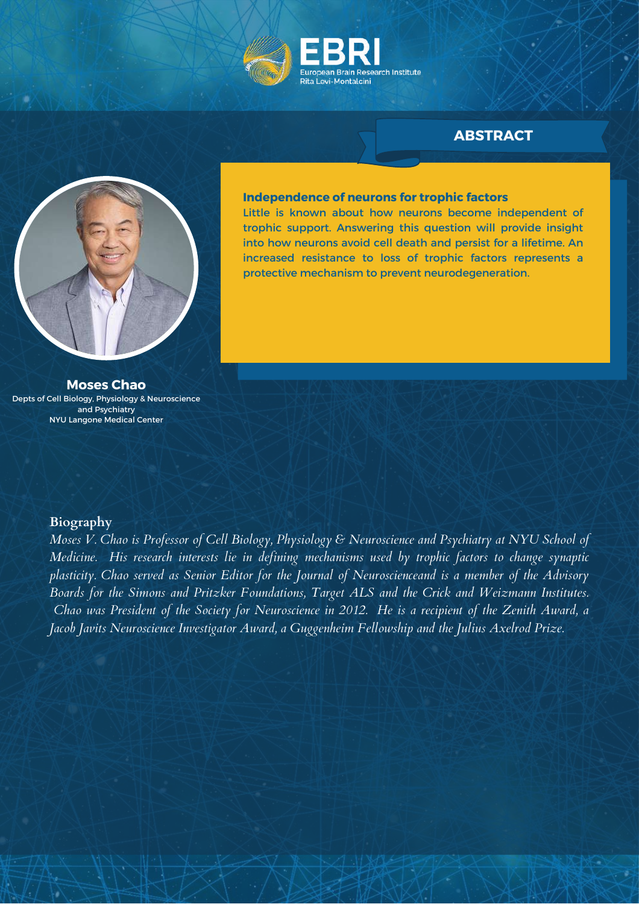EBRI
European Brain Research Institute
Rita Levi-Montalcini

## ABSTRACT

**Independence of neurons for trophic factors**

Little is known about how neurons become independent of trophic support. Answering this question will provide insight into how neurons avoid cell death and persist for a lifetime. An increased resistance to loss of trophic factors represents a protective mechanism to prevent neurodegeneration.

**Moses Chao**
Depts of Cell Biology, Physiology & Neuroscience and Psychiatry
NYU Langone Medical Center

### Biography

*Moses V. Chao is Professor of Cell Biology, Physiology & Neuroscience and Psychiatry at NYU School of Medicine. His research interests lie in defining mechanisms used by trophic factors to change synaptic plasticity. Chao served as Senior Editor for the Journal of Neuroscienceand is a member of the Advisory Boards for the Simons and Pritzker Foundations, Target ALS and the Crick and Weizmann Institutes. Chao was President of the Society for Neuroscience in 2012. He is a recipient of the Zenith Award, a Jacob Javits Neuroscience Investigator Award, a Guggenheim Fellowship and the Julius Axelrod Prize.*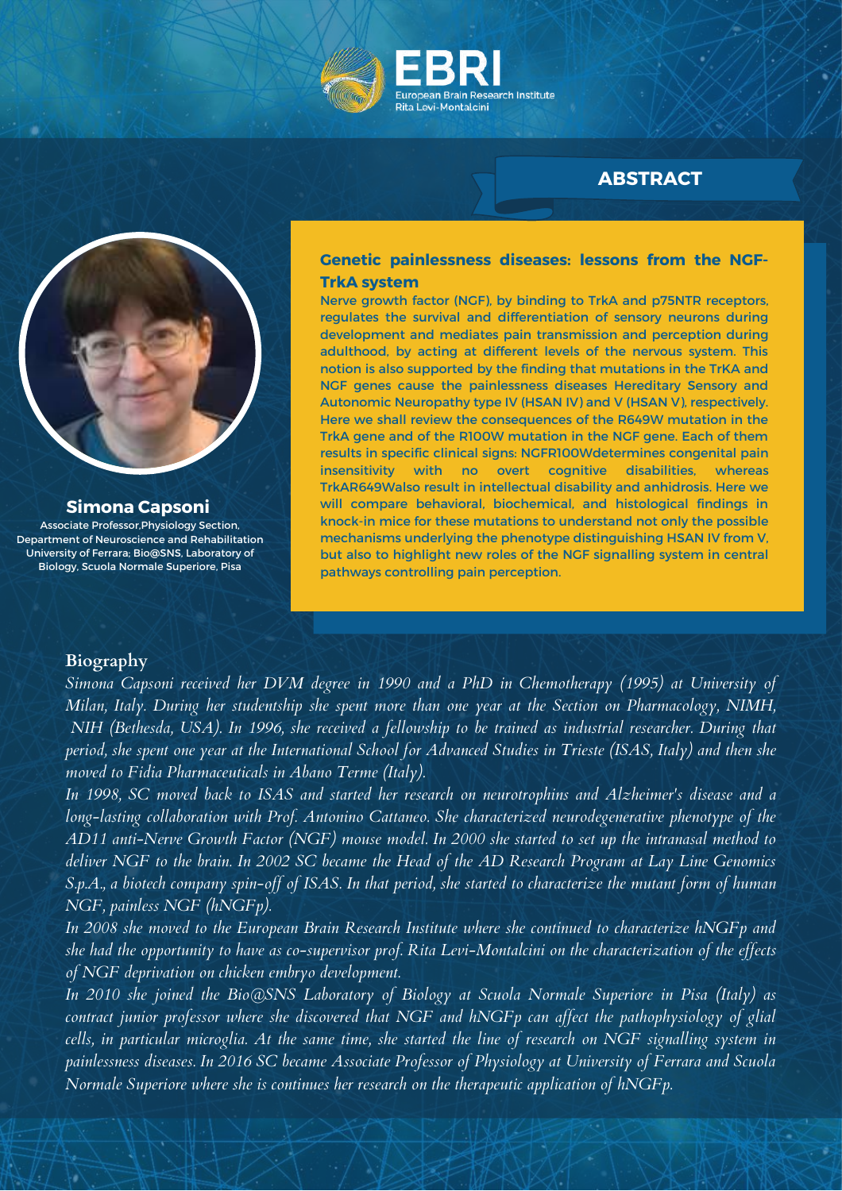EBRI
European Brain Research Institute
Rita Levi-Montalcini

## ABSTRACT

**Simona Capsoni**

Associate Professor,Physiology Section, Department of Neuroscience and Rehabilitation University of Ferrara; Bio@SNS, Laboratory of Biology, Scuola Normale Superiore, Pisa

### Genetic painlessness diseases: lessons from the NGF-TrkA system

Nerve growth factor (NGF), by binding to TrkA and p75NTR receptors, regulates the survival and differentiation of sensory neurons during development and mediates pain transmission and perception during adulthood, by acting at different levels of the nervous system. This notion is also supported by the finding that mutations in the TrKA and NGF genes cause the painlessness diseases Hereditary Sensory and Autonomic Neuropathy type IV (HSAN IV) and V (HSAN V), respectively. Here we shall review the consequences of the R649W mutation in the TrkA gene and of the R100W mutation in the NGF gene. Each of them results in specific clinical signs: NGFR100Wdetermines congenital pain insensitivity with no overt cognitive disabilities, whereas TrkAR649Walso result in intellectual disability and anhidrosis. Here we will compare behavioral, biochemical, and histological findings in knock-in mice for these mutations to understand not only the possible mechanisms underlying the phenotype distinguishing HSAN IV from V, but also to highlight new roles of the NGF signalling system in central pathways controlling pain perception.

### Biography

*Simona Capsoni received her DVM degree in 1990 and a PhD in Chemotherapy (1995) at University of Milan, Italy. During her studentship she spent more than one year at the Section on Pharmacology, NIMH, NIH (Bethesda, USA). In 1996, she received a fellowship to be trained as industrial researcher. During that period, she spent one year at the International School for Advanced Studies in Trieste (ISAS, Italy) and then she moved to Fidia Pharmaceuticals in Abano Terme (Italy).*

*In 1998, SC moved back to ISAS and started her research on neurotrophins and Alzheimer's disease and a long-lasting collaboration with Prof. Antonino Cattaneo. She characterized neurodegenerative phenotype of the AD11 anti-Nerve Growth Factor (NGF) mouse model. In 2000 she started to set up the intranasal method to deliver NGF to the brain. In 2002 SC became the Head of the AD Research Program at Lay Line Genomics S.p.A., a biotech company spin-off of ISAS. In that period, she started to characterize the mutant form of human NGF, painless NGF (hNGFp).*

*In 2008 she moved to the European Brain Research Institute where she continued to characterize hNGFp and she had the opportunity to have as co-supervisor prof. Rita Levi-Montalcini on the characterization of the effects of NGF deprivation on chicken embryo development.*

*In 2010 she joined the Bio@SNS Laboratory of Biology at Scuola Normale Superiore in Pisa (Italy) as contract junior professor where she discovered that NGF and hNGFp can affect the pathophysiology of glial cells, in particular microglia. At the same time, she started the line of research on NGF signalling system in painlessness diseases. In 2016 SC became Associate Professor of Physiology at University of Ferrara and Scuola Normale Superiore where she is continues her research on the therapeutic application of hNGFp.*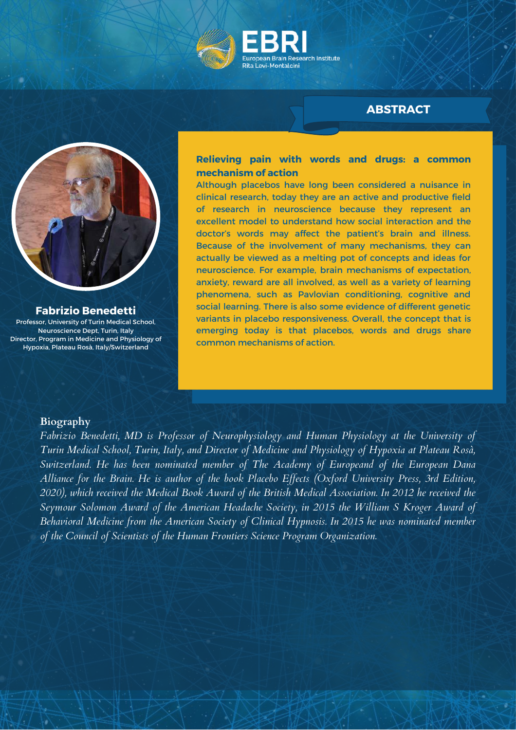EBRI
European Brain Research Institute
Rita Levi-Montalcini

## ABSTRACT

**Fabrizio Benedetti**
Professor, University of Turin Medical School, Neuroscience Dept, Turin, Italy
Director, Program in Medicine and Physiology of Hypoxia, Plateau Rosà, Italy/Switzerland

### Relieving pain with words and drugs: a common mechanism of action

Although placebos have long been considered a nuisance in clinical research, today they are an active and productive field of research in neuroscience because they represent an excellent model to understand how social interaction and the doctor's words may affect the patient's brain and illness. Because of the involvement of many mechanisms, they can actually be viewed as a melting pot of concepts and ideas for neuroscience. For example, brain mechanisms of expectation, anxiety, reward are all involved, as well as a variety of learning phenomena, such as Pavlovian conditioning, cognitive and social learning. There is also some evidence of different genetic variants in placebo responsiveness. Overall, the concept that is emerging today is that placebos, words and drugs share common mechanisms of action.

## Biography

*Fabrizio Benedetti, MD is Professor of Neurophysiology and Human Physiology at the University of Turin Medical School, Turin, Italy, and Director of Medicine and Physiology of Hypoxia at Plateau Rosà, Switzerland. He has been nominated member of The Academy of Europeand of the European Dana Alliance for the Brain. He is author of the book Placebo Effects (Oxford University Press, 3rd Edition, 2020), which received the Medical Book Award of the British Medical Association. In 2012 he received the Seymour Solomon Award of the American Headache Society, in 2015 the William S Kroger Award of Behavioral Medicine from the American Society of Clinical Hypnosis. In 2015 he was nominated member of the Council of Scientists of the Human Frontiers Science Program Organization.*